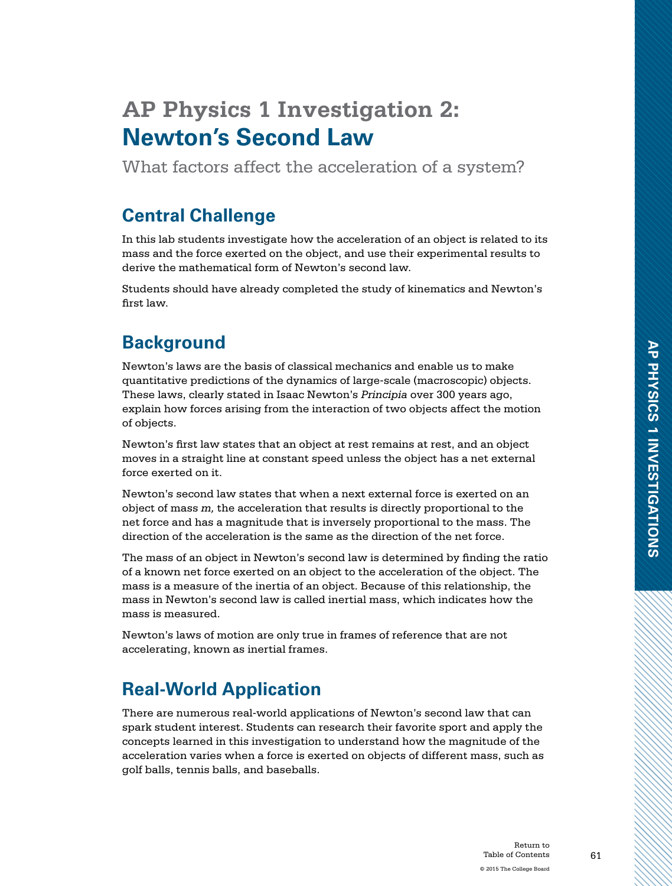# AP Physics 1 Investigation 2: Newton's Second Law

What factors affect the acceleration of a system?

## Central Challenge

In this lab students investigate how the acceleration of an object is related to its mass and the force exerted on the object, and use their experimental results to derive the mathematical form of Newton's second law.

Students should have already completed the study of kinematics and Newton's first law.

## Background

Newton's laws are the basis of classical mechanics and enable us to make quantitative predictions of the dynamics of large-scale (macroscopic) objects. These laws, clearly stated in Isaac Newton's *Principia* over 300 years ago, explain how forces arising from the interaction of two objects affect the motion of objects.

Newton's first law states that an object at rest remains at rest, and an object moves in a straight line at constant speed unless the object has a net external force exerted on it.

Newton's second law states that when a next external force is exerted on an object of mass *m,* the acceleration that results is directly proportional to the net force and has a magnitude that is inversely proportional to the mass. The direction of the acceleration is the same as the direction of the net force.

The mass of an object in Newton's second law is determined by finding the ratio of a known net force exerted on an object to the acceleration of the object. The mass is a measure of the inertia of an object. Because of this relationship, the mass in Newton's second law is called inertial mass, which indicates how the mass is measured.

Newton's laws of motion are only true in frames of reference that are not accelerating, known as inertial frames.

## Real-World Application

There are numerous real-world applications of Newton's second law that can spark student interest. Students can research their favorite sport and apply the concepts learned in this investigation to understand how the magnitude of the acceleration varies when a force is exerted on objects of different mass, such as golf balls, tennis balls, and baseballs.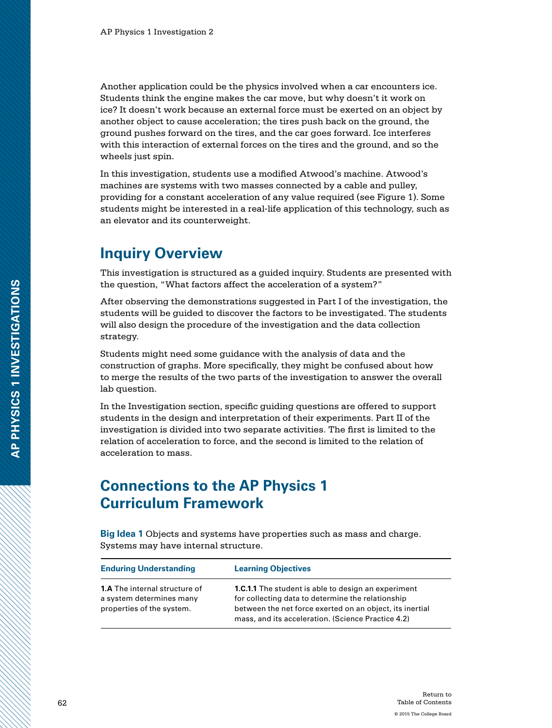Another application could be the physics involved when a car encounters ice. Students think the engine makes the car move, but why doesn't it work on ice? It doesn't work because an external force must be exerted on an object by another object to cause acceleration; the tires push back on the ground, the ground pushes forward on the tires, and the car goes forward. Ice interferes with this interaction of external forces on the tires and the ground, and so the wheels just spin.

In this investigation, students use a modified Atwood's machine. Atwood's machines are systems with two masses connected by a cable and pulley, providing for a constant acceleration of any value required (see Figure 1). Some students might be interested in a real-life application of this technology, such as an elevator and its counterweight.

## Inquiry Overview

This investigation is structured as a guided inquiry. Students are presented with the question, "What factors affect the acceleration of a system?"

After observing the demonstrations suggested in Part I of the investigation, the students will be guided to discover the factors to be investigated. The students will also design the procedure of the investigation and the data collection strategy.

Students might need some guidance with the analysis of data and the construction of graphs. More specifically, they might be confused about how to merge the results of the two parts of the investigation to answer the overall lab question.

In the Investigation section, specific guiding questions are offered to support students in the design and interpretation of their experiments. Part II of the investigation is divided into two separate activities. The first is limited to the relation of acceleration to force, and the second is limited to the relation of acceleration to mass.

## Connections to the AP Physics 1 Curriculum Framework

**Big Idea 1** Objects and systems have properties such as mass and charge. Systems may have internal structure.

| Enduring Understanding | Learning Objectives |
|---|---|
| **1.A** The internal structure of a system determines many properties of the system. | **1.C.1.1** The student is able to design an experiment for collecting data to determine the relationship between the net force exerted on an object, its inertial mass, and its acceleration. (Science Practice 4.2) |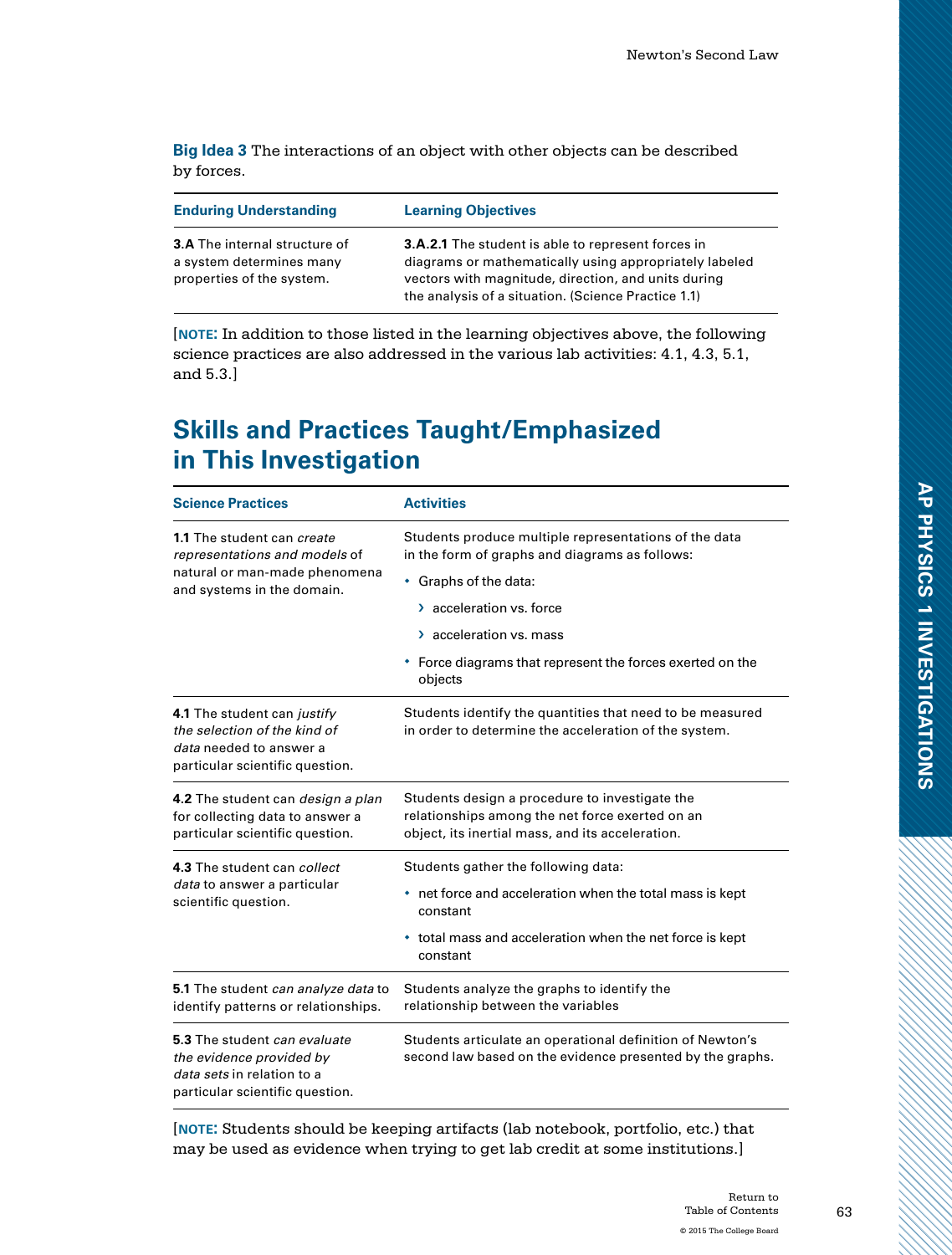**Big Idea 3** The interactions of an object with other objects can be described by forces.

| Enduring Understanding | Learning Objectives |
| --- | --- |
| **3.A** The internal structure of a system determines many properties of the system. | **3.A.2.1** The student is able to represent forces in diagrams or mathematically using appropriately labeled vectors with magnitude, direction, and units during the analysis of a situation. (Science Practice 1.1) |

[**NOTE:** In addition to those listed in the learning objectives above, the following science practices are also addressed in the various lab activities: 4.1, 4.3, 5.1, and 5.3.]

## Skills and Practices Taught/Emphasized in This Investigation

| Science Practices | Activities |
| --- | --- |
| **1.1** The student can *create representations and models* of natural or man-made phenomena and systems in the domain. | Students produce multiple representations of the data in the form of graphs and diagrams as follows: <br>• Graphs of the data: <br>› acceleration vs. force <br>› acceleration vs. mass <br>• Force diagrams that represent the forces exerted on the objects |
| **4.1** The student can *justify the selection of the kind of data* needed to answer a particular scientific question. | Students identify the quantities that need to be measured in order to determine the acceleration of the system. |
| **4.2** The student can *design a plan* for collecting data to answer a particular scientific question. | Students design a procedure to investigate the relationships among the net force exerted on an object, its inertial mass, and its acceleration. |
| **4.3** The student can *collect data* to answer a particular scientific question. | Students gather the following data: <br>• net force and acceleration when the total mass is kept constant <br>• total mass and acceleration when the net force is kept constant |
| **5.1** The student *can analyze data* to identify patterns or relationships. | Students analyze the graphs to identify the relationship between the variables |
| **5.3** The student *can evaluate the evidence provided by data sets* in relation to a particular scientific question. | Students articulate an operational definition of Newton's second law based on the evidence presented by the graphs. |

[**NOTE:** Students should be keeping artifacts (lab notebook, portfolio, etc.) that may be used as evidence when trying to get lab credit at some institutions.]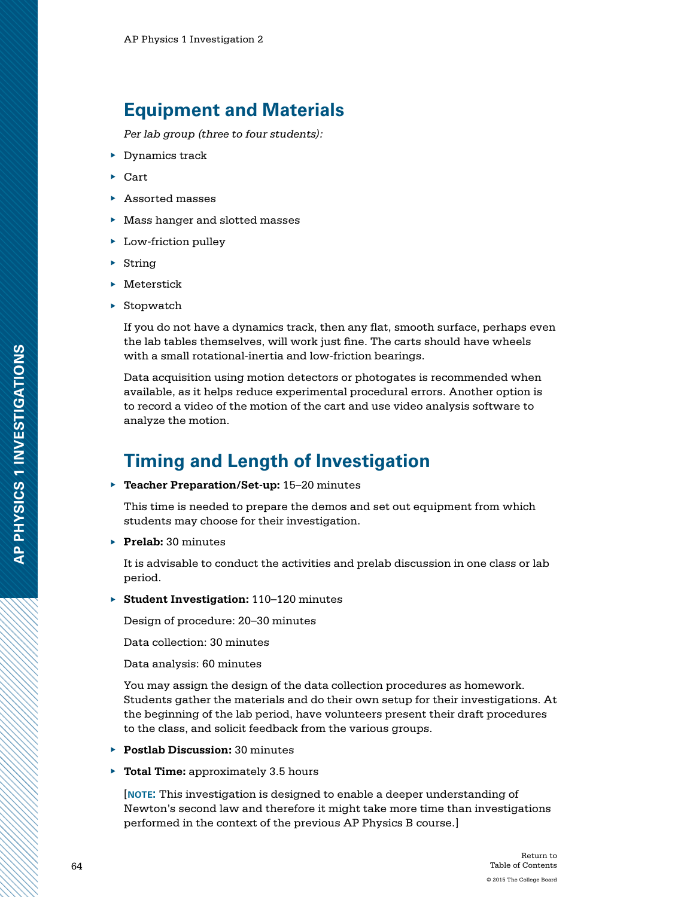## Equipment and Materials

*Per lab group (three to four students):*

- Dynamics track
- Cart
- Assorted masses
- Mass hanger and slotted masses
- Low-friction pulley
- String
- Meterstick
- Stopwatch

If you do not have a dynamics track, then any flat, smooth surface, perhaps even the lab tables themselves, will work just fine. The carts should have wheels with a small rotational-inertia and low-friction bearings.

Data acquisition using motion detectors or photogates is recommended when available, as it helps reduce experimental procedural errors. Another option is to record a video of the motion of the cart and use video analysis software to analyze the motion.

## Timing and Length of Investigation

- **Teacher Preparation/Set-up:** 15–20 minutes

  This time is needed to prepare the demos and set out equipment from which students may choose for their investigation.

- **Prelab:** 30 minutes

  It is advisable to conduct the activities and prelab discussion in one class or lab period.

- **Student Investigation:** 110–120 minutes

  Design of procedure: 20–30 minutes

  Data collection: 30 minutes

  Data analysis: 60 minutes

  You may assign the design of the data collection procedures as homework. Students gather the materials and do their own setup for their investigations. At the beginning of the lab period, have volunteers present their draft procedures to the class, and solicit feedback from the various groups.

- **Postlab Discussion:** 30 minutes

- **Total Time:** approximately 3.5 hours

  [**NOTE:** This investigation is designed to enable a deeper understanding of Newton's second law and therefore it might take more time than investigations performed in the context of the previous AP Physics B course.]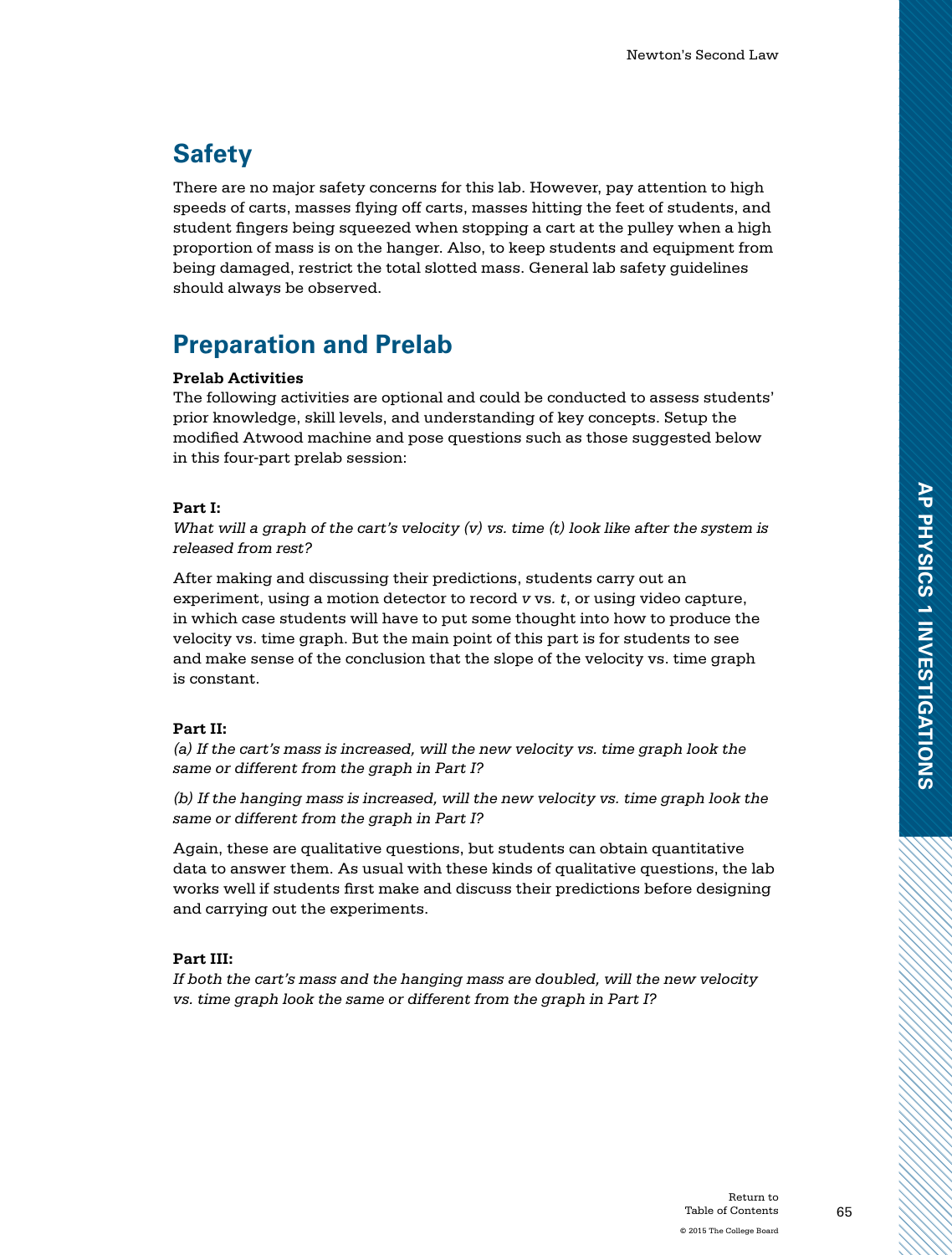## Safety

There are no major safety concerns for this lab. However, pay attention to high speeds of carts, masses flying off carts, masses hitting the feet of students, and student fingers being squeezed when stopping a cart at the pulley when a high proportion of mass is on the hanger. Also, to keep students and equipment from being damaged, restrict the total slotted mass. General lab safety guidelines should always be observed.

## Preparation and Prelab

**Prelab Activities**

The following activities are optional and could be conducted to assess students' prior knowledge, skill levels, and understanding of key concepts. Setup the modified Atwood machine and pose questions such as those suggested below in this four-part prelab session:

**Part I:**

*What will a graph of the cart's velocity (v) vs. time (t) look like after the system is released from rest?*

After making and discussing their predictions, students carry out an experiment, using a motion detector to record $v$ vs. $t$, or using video capture, in which case students will have to put some thought into how to produce the velocity vs. time graph. But the main point of this part is for students to see and make sense of the conclusion that the slope of the velocity vs. time graph is constant.

**Part II:**

*(a) If the cart's mass is increased, will the new velocity vs. time graph look the same or different from the graph in Part I?*

*(b) If the hanging mass is increased, will the new velocity vs. time graph look the same or different from the graph in Part I?*

Again, these are qualitative questions, but students can obtain quantitative data to answer them. As usual with these kinds of qualitative questions, the lab works well if students first make and discuss their predictions before designing and carrying out the experiments.

**Part III:**

*If both the cart's mass and the hanging mass are doubled, will the new velocity vs. time graph look the same or different from the graph in Part I?*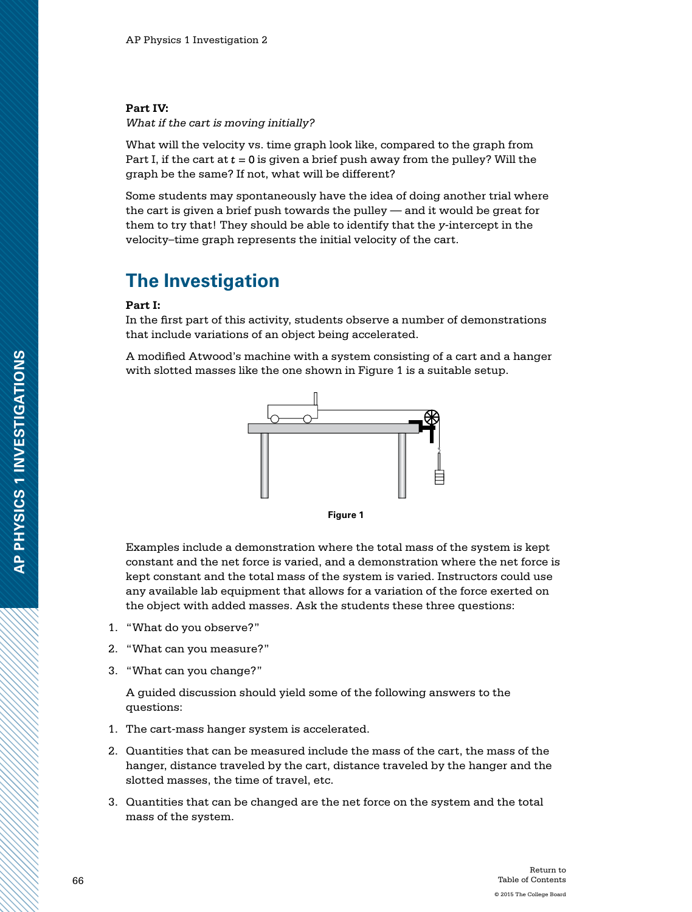**Part IV:**

*What if the cart is moving initially?*

What will the velocity vs. time graph look like, compared to the graph from Part I, if the cart at $t = 0$ is given a brief push away from the pulley? Will the graph be the same? If not, what will be different?

Some students may spontaneously have the idea of doing another trial where the cart is given a brief push towards the pulley — and it would be great for them to try that! They should be able to identify that the *y*-intercept in the velocity–time graph represents the initial velocity of the cart.

## The Investigation

**Part I:**

In the first part of this activity, students observe a number of demonstrations that include variations of an object being accelerated.

A modified Atwood's machine with a system consisting of a cart and a hanger with slotted masses like the one shown in Figure 1 is a suitable setup.

Figure 1

Examples include a demonstration where the total mass of the system is kept constant and the net force is varied, and a demonstration where the net force is kept constant and the total mass of the system is varied. Instructors could use any available lab equipment that allows for a variation of the force exerted on the object with added masses. Ask the students these three questions:

1. "What do you observe?"
2. "What can you measure?"
3. "What can you change?"

A guided discussion should yield some of the following answers to the questions:

1. The cart-mass hanger system is accelerated.
2. Quantities that can be measured include the mass of the cart, the mass of the hanger, distance traveled by the cart, distance traveled by the hanger and the slotted masses, the time of travel, etc.
3. Quantities that can be changed are the net force on the system and the total mass of the system.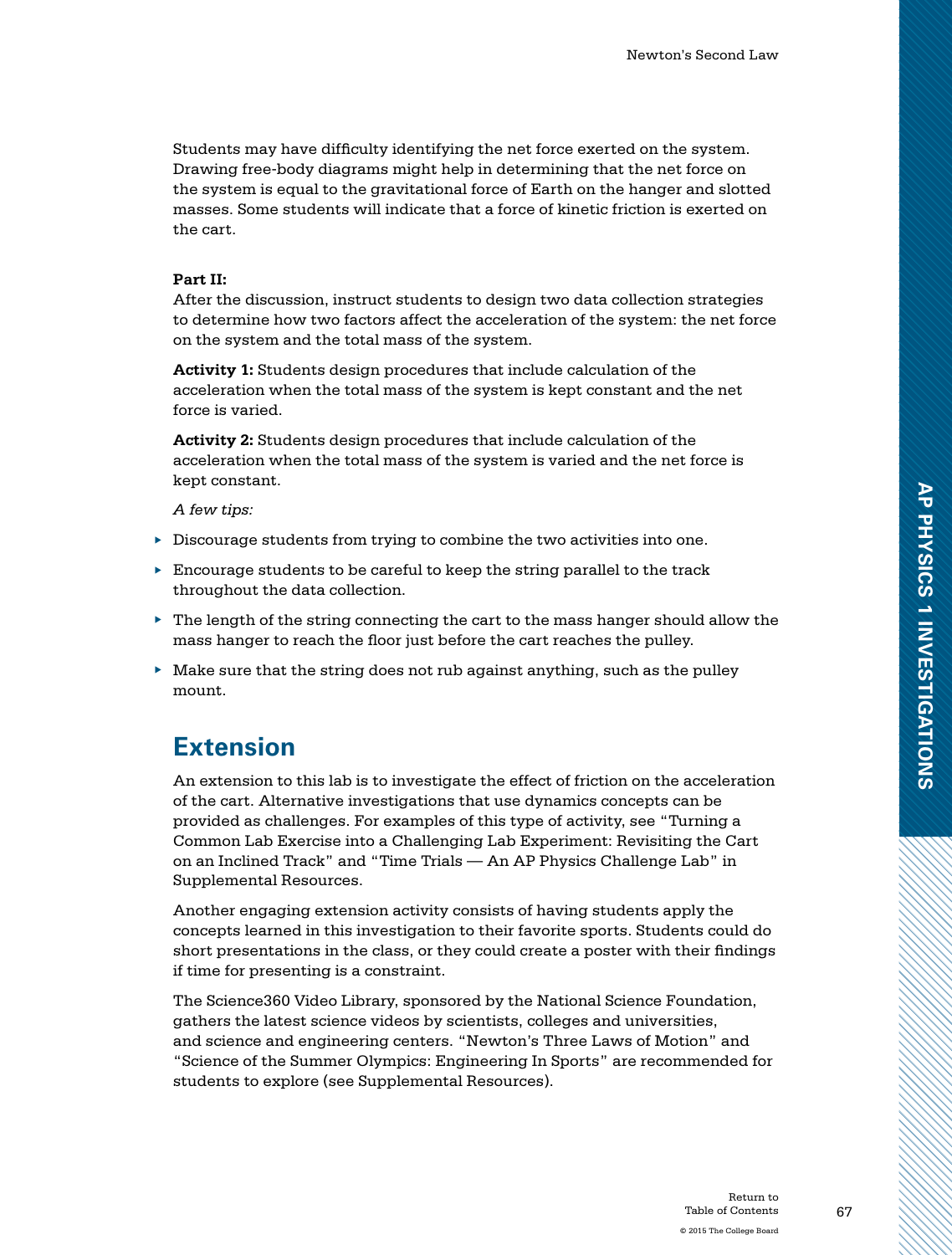Students may have difficulty identifying the net force exerted on the system. Drawing free-body diagrams might help in determining that the net force on the system is equal to the gravitational force of Earth on the hanger and slotted masses. Some students will indicate that a force of kinetic friction is exerted on the cart.

**Part II:**

After the discussion, instruct students to design two data collection strategies to determine how two factors affect the acceleration of the system: the net force on the system and the total mass of the system.

**Activity 1:** Students design procedures that include calculation of the acceleration when the total mass of the system is kept constant and the net force is varied.

**Activity 2:** Students design procedures that include calculation of the acceleration when the total mass of the system is varied and the net force is kept constant.

*A few tips:*

- Discourage students from trying to combine the two activities into one.
- Encourage students to be careful to keep the string parallel to the track throughout the data collection.
- The length of the string connecting the cart to the mass hanger should allow the mass hanger to reach the floor just before the cart reaches the pulley.
- Make sure that the string does not rub against anything, such as the pulley mount.

## Extension

An extension to this lab is to investigate the effect of friction on the acceleration of the cart. Alternative investigations that use dynamics concepts can be provided as challenges. For examples of this type of activity, see "Turning a Common Lab Exercise into a Challenging Lab Experiment: Revisiting the Cart on an Inclined Track" and "Time Trials — An AP Physics Challenge Lab" in Supplemental Resources.

Another engaging extension activity consists of having students apply the concepts learned in this investigation to their favorite sports. Students could do short presentations in the class, or they could create a poster with their findings if time for presenting is a constraint.

The Science360 Video Library, sponsored by the National Science Foundation, gathers the latest science videos by scientists, colleges and universities, and science and engineering centers. "Newton's Three Laws of Motion" and "Science of the Summer Olympics: Engineering In Sports" are recommended for students to explore (see Supplemental Resources).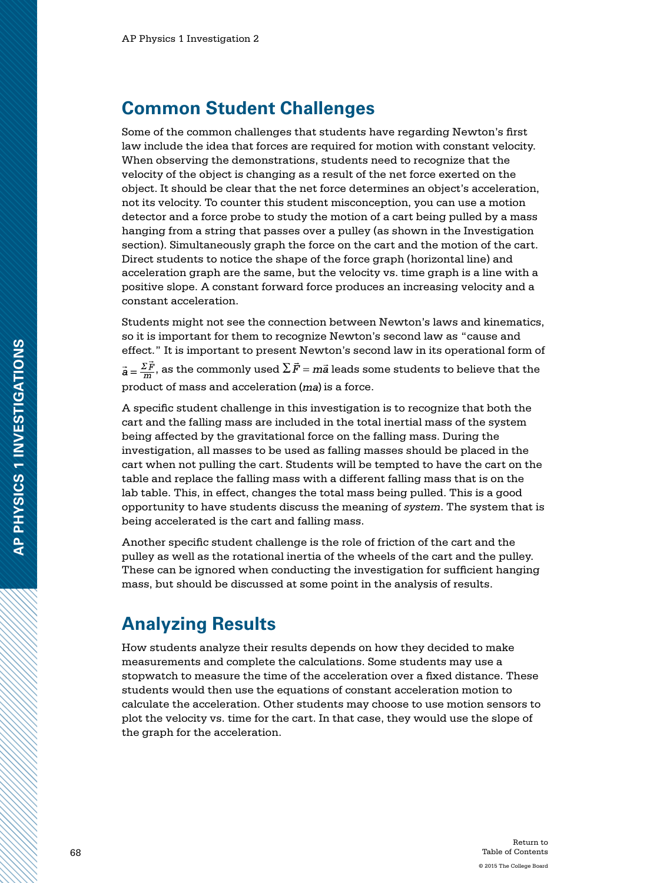## Common Student Challenges

Some of the common challenges that students have regarding Newton's first law include the idea that forces are required for motion with constant velocity. When observing the demonstrations, students need to recognize that the velocity of the object is changing as a result of the net force exerted on the object. It should be clear that the net force determines an object's acceleration, not its velocity. To counter this student misconception, you can use a motion detector and a force probe to study the motion of a cart being pulled by a mass hanging from a string that passes over a pulley (as shown in the Investigation section). Simultaneously graph the force on the cart and the motion of the cart. Direct students to notice the shape of the force graph (horizontal line) and acceleration graph are the same, but the velocity vs. time graph is a line with a positive slope. A constant forward force produces an increasing velocity and a constant acceleration.

Students might not see the connection between Newton's laws and kinematics, so it is important for them to recognize Newton's second law as "cause and effect." It is important to present Newton's second law in its operational form of $\vec{a} = \frac{\Sigma \vec{F}}{m}$, as the commonly used $\sum \vec{F} = m\vec{a}$ leads some students to believe that the product of mass and acceleration ($ma$) is a force.

A specific student challenge in this investigation is to recognize that both the cart and the falling mass are included in the total inertial mass of the system being affected by the gravitational force on the falling mass. During the investigation, all masses to be used as falling masses should be placed in the cart when not pulling the cart. Students will be tempted to have the cart on the table and replace the falling mass with a different falling mass that is on the lab table. This, in effect, changes the total mass being pulled. This is a good opportunity to have students discuss the meaning of *system*. The system that is being accelerated is the cart and falling mass.

Another specific student challenge is the role of friction of the cart and the pulley as well as the rotational inertia of the wheels of the cart and the pulley. These can be ignored when conducting the investigation for sufficient hanging mass, but should be discussed at some point in the analysis of results.

## Analyzing Results

How students analyze their results depends on how they decided to make measurements and complete the calculations. Some students may use a stopwatch to measure the time of the acceleration over a fixed distance. These students would then use the equations of constant acceleration motion to calculate the acceleration. Other students may choose to use motion sensors to plot the velocity vs. time for the cart. In that case, they would use the slope of the graph for the acceleration.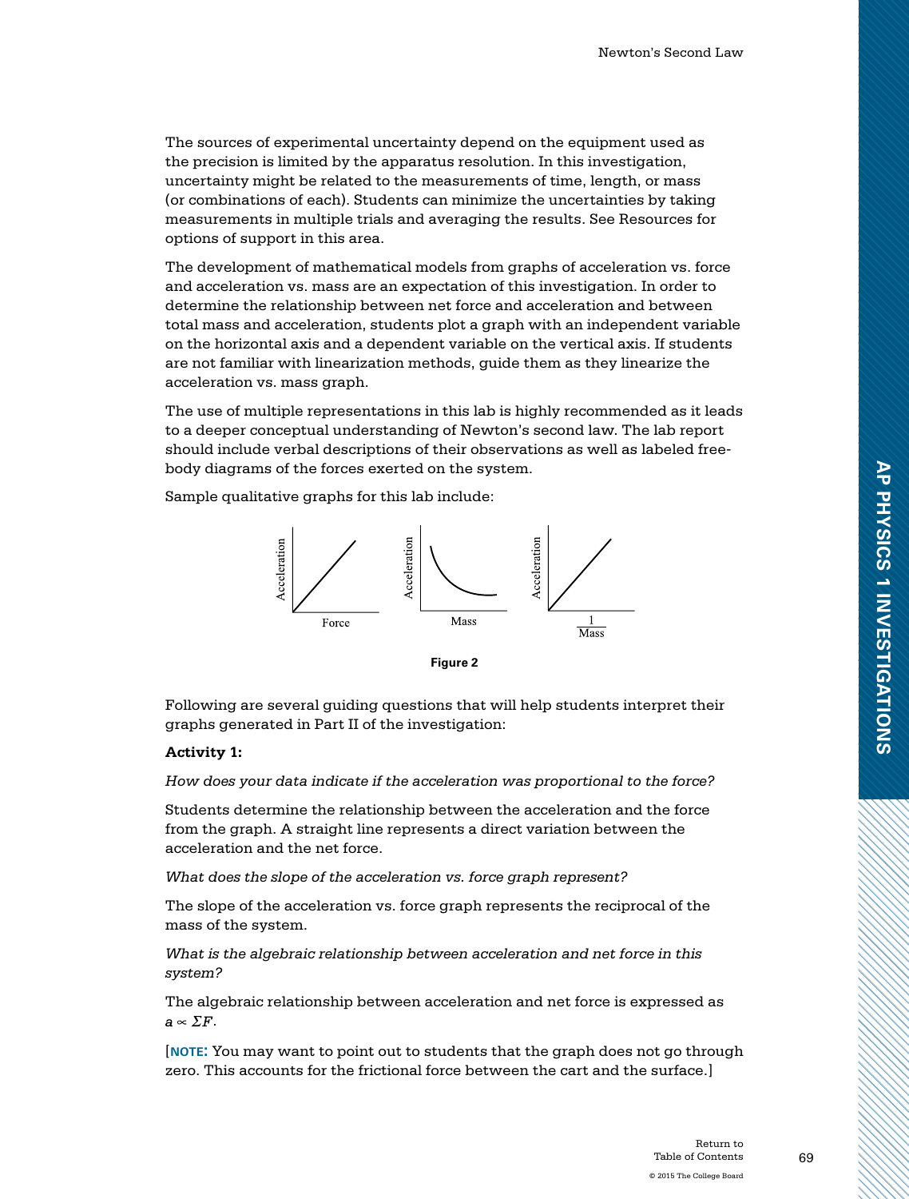The sources of experimental uncertainty depend on the equipment used as the precision is limited by the apparatus resolution. In this investigation, uncertainty might be related to the measurements of time, length, or mass (or combinations of each). Students can minimize the uncertainties by taking measurements in multiple trials and averaging the results. See Resources for options of support in this area.

The development of mathematical models from graphs of acceleration vs. force and acceleration vs. mass are an expectation of this investigation. In order to determine the relationship between net force and acceleration and between total mass and acceleration, students plot a graph with an independent variable on the horizontal axis and a dependent variable on the vertical axis. If students are not familiar with linearization methods, guide them as they linearize the acceleration vs. mass graph.

The use of multiple representations in this lab is highly recommended as it leads to a deeper conceptual understanding of Newton's second law. The lab report should include verbal descriptions of their observations as well as labeled free-body diagrams of the forces exerted on the system.

Sample qualitative graphs for this lab include:

Acceleration vs. Force; Acceleration vs. Mass; Acceleration vs. $\frac{1}{\text{Mass}}$

**Figure 2**

Following are several guiding questions that will help students interpret their graphs generated in Part II of the investigation:

**Activity 1:**

*How does your data indicate if the acceleration was proportional to the force?*

Students determine the relationship between the acceleration and the force from the graph. A straight line represents a direct variation between the acceleration and the net force.

*What does the slope of the acceleration vs. force graph represent?*

The slope of the acceleration vs. force graph represents the reciprocal of the mass of the system.

*What is the algebraic relationship between acceleration and net force in this system?*

The algebraic relationship between acceleration and net force is expressed as $a \propto \Sigma F$.

[**NOTE:** You may want to point out to students that the graph does not go through zero. This accounts for the frictional force between the cart and the surface.]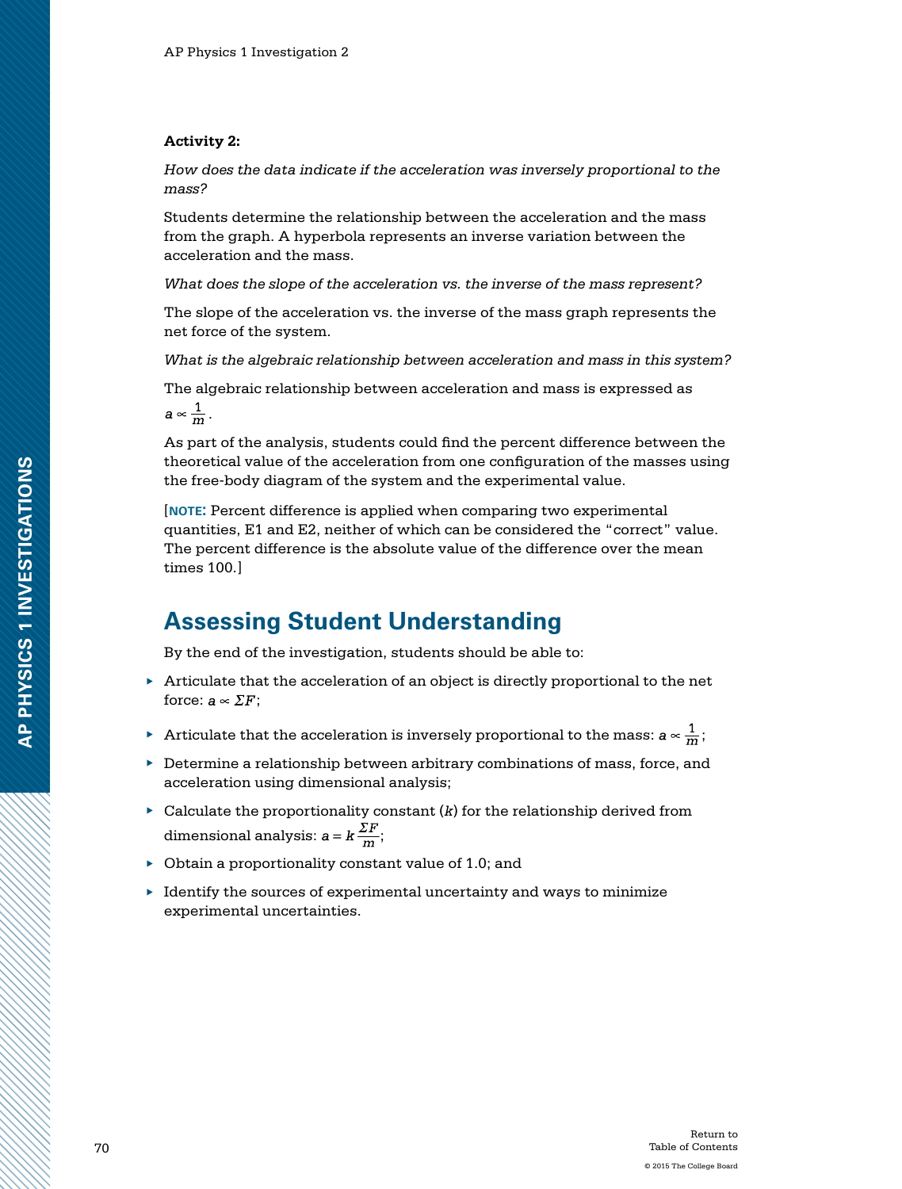**Activity 2:**

*How does the data indicate if the acceleration was inversely proportional to the mass?*

Students determine the relationship between the acceleration and the mass from the graph. A hyperbola represents an inverse variation between the acceleration and the mass.

*What does the slope of the acceleration vs. the inverse of the mass represent?*

The slope of the acceleration vs. the inverse of the mass graph represents the net force of the system.

*What is the algebraic relationship between acceleration and mass in this system?*

The algebraic relationship between acceleration and mass is expressed as $a \propto \frac{1}{m}$.

As part of the analysis, students could find the percent difference between the theoretical value of the acceleration from one configuration of the masses using the free-body diagram of the system and the experimental value.

[**NOTE:** Percent difference is applied when comparing two experimental quantities, E1 and E2, neither of which can be considered the "correct" value. The percent difference is the absolute value of the difference over the mean times 100.]

## Assessing Student Understanding

By the end of the investigation, students should be able to:

- Articulate that the acceleration of an object is directly proportional to the net force: $a \propto \Sigma F$;
- Articulate that the acceleration is inversely proportional to the mass: $a \propto \frac{1}{m}$;
- Determine a relationship between arbitrary combinations of mass, force, and acceleration using dimensional analysis;
- Calculate the proportionality constant ($k$) for the relationship derived from dimensional analysis: $a = k\frac{\Sigma F}{m}$;
- Obtain a proportionality constant value of 1.0; and
- Identify the sources of experimental uncertainty and ways to minimize experimental uncertainties.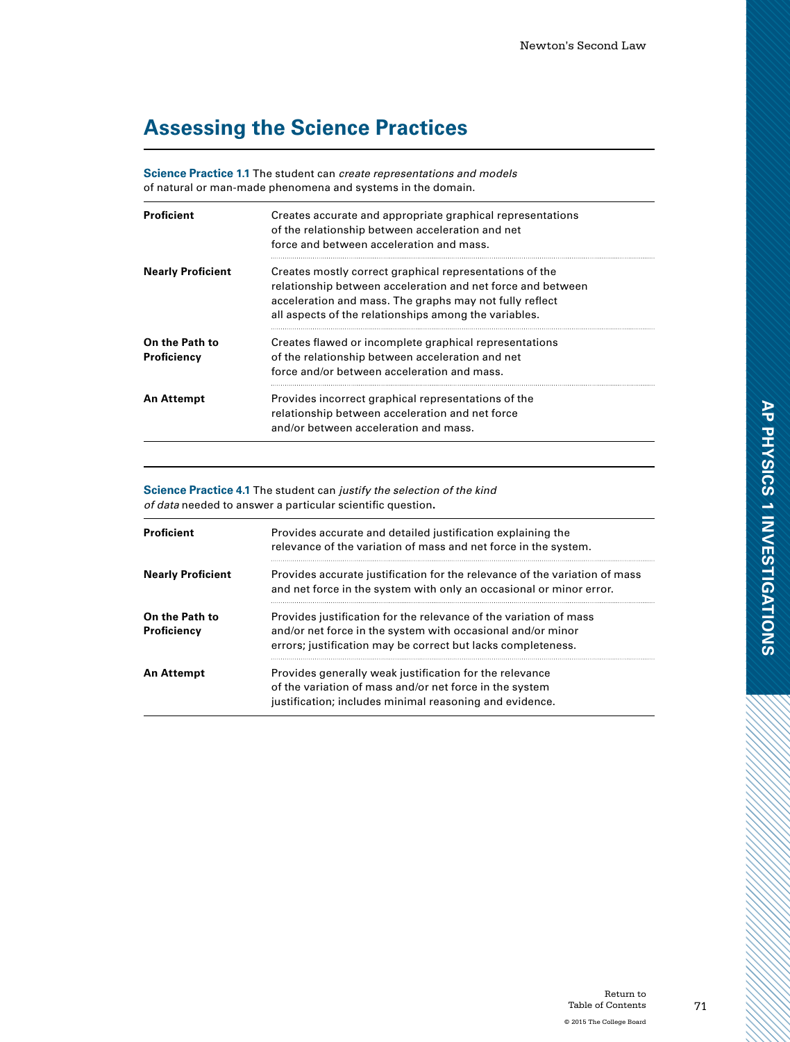## Assessing the Science Practices

**Science Practice 1.1** The student can *create representations and models* of natural or man-made phenomena and systems in the domain.

| | |
|---|---|
| **Proficient** | Creates accurate and appropriate graphical representations of the relationship between acceleration and net force and between acceleration and mass. |
| **Nearly Proficient** | Creates mostly correct graphical representations of the relationship between acceleration and net force and between acceleration and mass. The graphs may not fully reflect all aspects of the relationships among the variables. |
| **On the Path to Proficiency** | Creates flawed or incomplete graphical representations of the relationship between acceleration and net force and/or between acceleration and mass. |
| **An Attempt** | Provides incorrect graphical representations of the relationship between acceleration and net force and/or between acceleration and mass. |

**Science Practice 4.1** The student can *justify the selection of the kind of data* needed to answer a particular scientific question**.**

| | |
|---|---|
| **Proficient** | Provides accurate and detailed justification explaining the relevance of the variation of mass and net force in the system. |
| **Nearly Proficient** | Provides accurate justification for the relevance of the variation of mass and net force in the system with only an occasional or minor error. |
| **On the Path to Proficiency** | Provides justification for the relevance of the variation of mass and/or net force in the system with occasional and/or minor errors; justification may be correct but lacks completeness. |
| **An Attempt** | Provides generally weak justification for the relevance of the variation of mass and/or net force in the system justification; includes minimal reasoning and evidence. |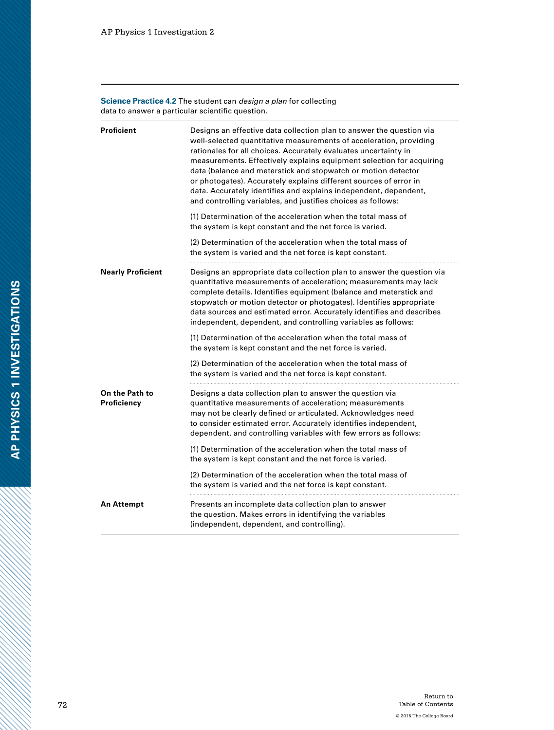**Science Practice 4.2** The student can *design a plan* for collecting data to answer a particular scientific question.

| | |
|---|---|
| **Proficient** | Designs an effective data collection plan to answer the question via well-selected quantitative measurements of acceleration, providing rationales for all choices. Accurately evaluates uncertainty in measurements. Effectively explains equipment selection for acquiring data (balance and meterstick and stopwatch or motion detector or photogates). Accurately explains different sources of error in data. Accurately identifies and explains independent, dependent, and controlling variables, and justifies choices as follows:<br><br>(1) Determination of the acceleration when the total mass of the system is kept constant and the net force is varied.<br><br>(2) Determination of the acceleration when the total mass of the system is varied and the net force is kept constant. |
| **Nearly Proficient** | Designs an appropriate data collection plan to answer the question via quantitative measurements of acceleration; measurements may lack complete details. Identifies equipment (balance and meterstick and stopwatch or motion detector or photogates). Identifies appropriate data sources and estimated error. Accurately identifies and describes independent, dependent, and controlling variables as follows:<br><br>(1) Determination of the acceleration when the total mass of the system is kept constant and the net force is varied.<br><br>(2) Determination of the acceleration when the total mass of the system is varied and the net force is kept constant. |
| **On the Path to Proficiency** | Designs a data collection plan to answer the question via quantitative measurements of acceleration; measurements may not be clearly defined or articulated. Acknowledges need to consider estimated error. Accurately identifies independent, dependent, and controlling variables with few errors as follows:<br><br>(1) Determination of the acceleration when the total mass of the system is kept constant and the net force is varied.<br><br>(2) Determination of the acceleration when the total mass of the system is varied and the net force is kept constant. |
| **An Attempt** | Presents an incomplete data collection plan to answer the question. Makes errors in identifying the variables (independent, dependent, and controlling). |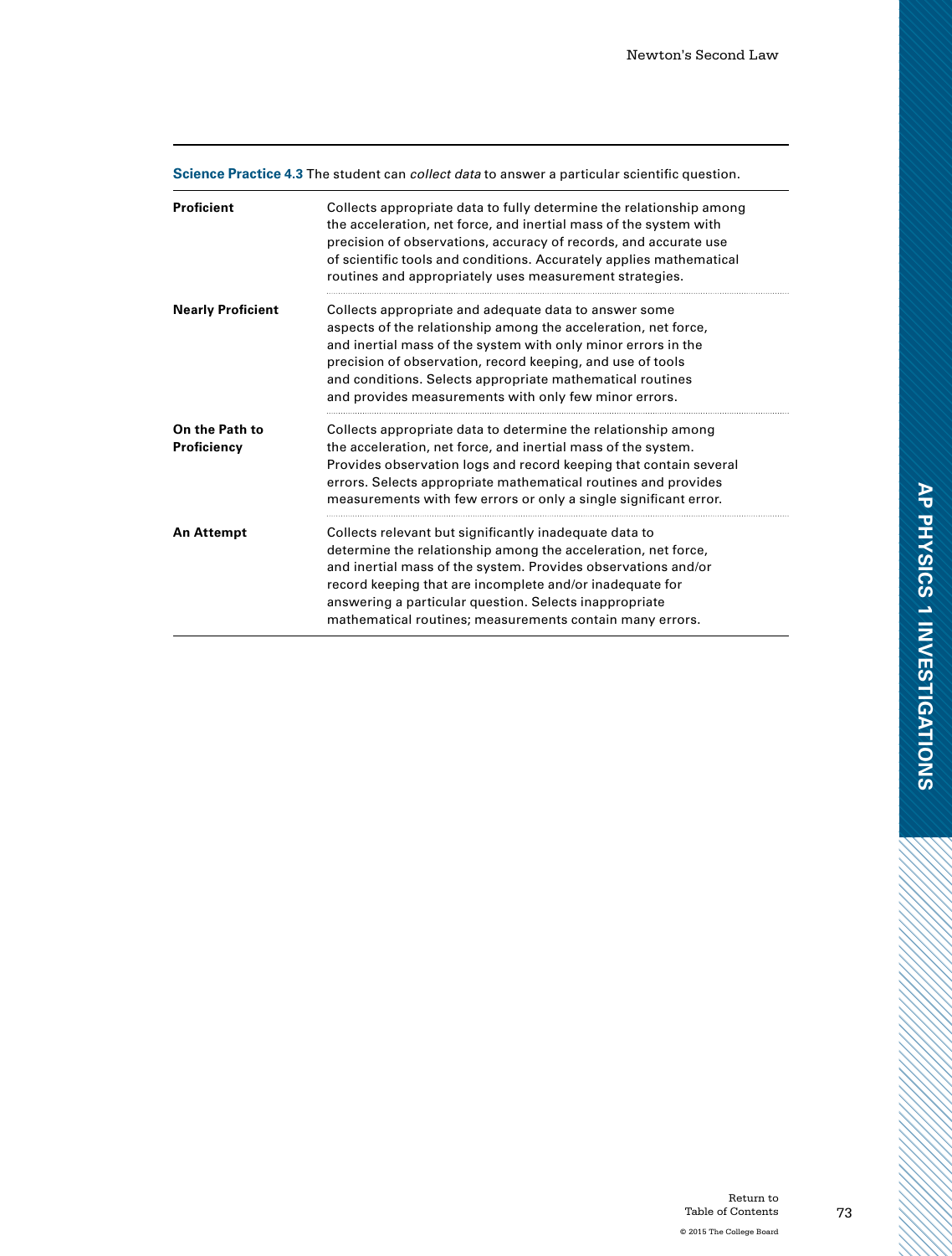**Science Practice 4.3** The student can *collect data* to answer a particular scientific question.

| | |
|---|---|
| **Proficient** | Collects appropriate data to fully determine the relationship among the acceleration, net force, and inertial mass of the system with precision of observations, accuracy of records, and accurate use of scientific tools and conditions. Accurately applies mathematical routines and appropriately uses measurement strategies. |
| **Nearly Proficient** | Collects appropriate and adequate data to answer some aspects of the relationship among the acceleration, net force, and inertial mass of the system with only minor errors in the precision of observation, record keeping, and use of tools and conditions. Selects appropriate mathematical routines and provides measurements with only few minor errors. |
| **On the Path to Proficiency** | Collects appropriate data to determine the relationship among the acceleration, net force, and inertial mass of the system. Provides observation logs and record keeping that contain several errors. Selects appropriate mathematical routines and provides measurements with few errors or only a single significant error. |
| **An Attempt** | Collects relevant but significantly inadequate data to determine the relationship among the acceleration, net force, and inertial mass of the system. Provides observations and/or record keeping that are incomplete and/or inadequate for answering a particular question. Selects inappropriate mathematical routines; measurements contain many errors. |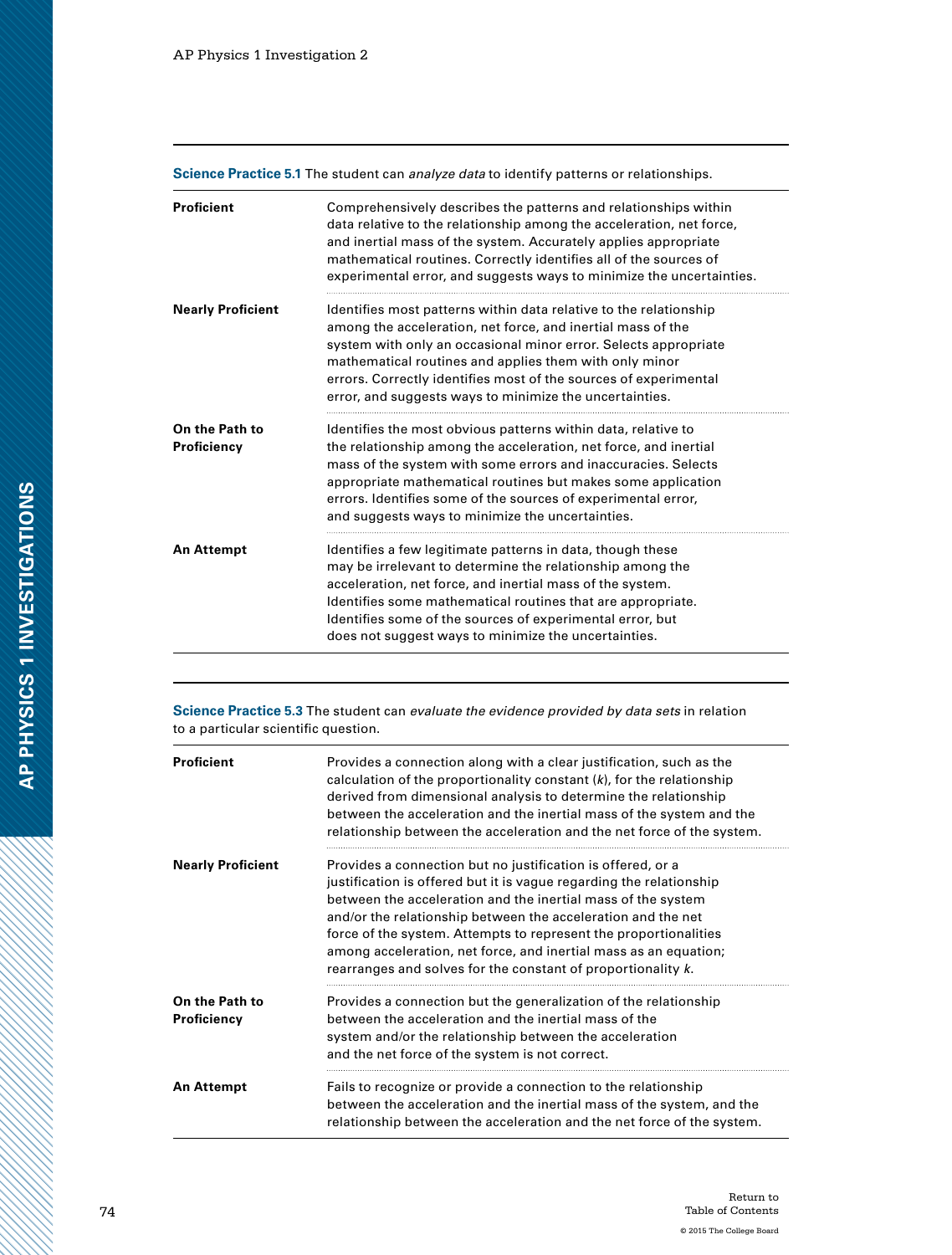**Science Practice 5.1** The student can *analyze data* to identify patterns or relationships.

| | |
|---|---|
| **Proficient** | Comprehensively describes the patterns and relationships within data relative to the relationship among the acceleration, net force, and inertial mass of the system. Accurately applies appropriate mathematical routines. Correctly identifies all of the sources of experimental error, and suggests ways to minimize the uncertainties. |
| **Nearly Proficient** | Identifies most patterns within data relative to the relationship among the acceleration, net force, and inertial mass of the system with only an occasional minor error. Selects appropriate mathematical routines and applies them with only minor errors. Correctly identifies most of the sources of experimental error, and suggests ways to minimize the uncertainties. |
| **On the Path to Proficiency** | Identifies the most obvious patterns within data, relative to the relationship among the acceleration, net force, and inertial mass of the system with some errors and inaccuracies. Selects appropriate mathematical routines but makes some application errors. Identifies some of the sources of experimental error, and suggests ways to minimize the uncertainties. |
| **An Attempt** | Identifies a few legitimate patterns in data, though these may be irrelevant to determine the relationship among the acceleration, net force, and inertial mass of the system. Identifies some mathematical routines that are appropriate. Identifies some of the sources of experimental error, but does not suggest ways to minimize the uncertainties. |

**Science Practice 5.3** The student can *evaluate the evidence provided by data sets* in relation to a particular scientific question.

| | |
|---|---|
| **Proficient** | Provides a connection along with a clear justification, such as the calculation of the proportionality constant ($k$), for the relationship derived from dimensional analysis to determine the relationship between the acceleration and the inertial mass of the system and the relationship between the acceleration and the net force of the system. |
| **Nearly Proficient** | Provides a connection but no justification is offered, or a justification is offered but it is vague regarding the relationship between the acceleration and the inertial mass of the system and/or the relationship between the acceleration and the net force of the system. Attempts to represent the proportionalities among acceleration, net force, and inertial mass as an equation; rearranges and solves for the constant of proportionality $k$. |
| **On the Path to Proficiency** | Provides a connection but the generalization of the relationship between the acceleration and the inertial mass of the system and/or the relationship between the acceleration and the net force of the system is not correct. |
| **An Attempt** | Fails to recognize or provide a connection to the relationship between the acceleration and the inertial mass of the system, and the relationship between the acceleration and the net force of the system. |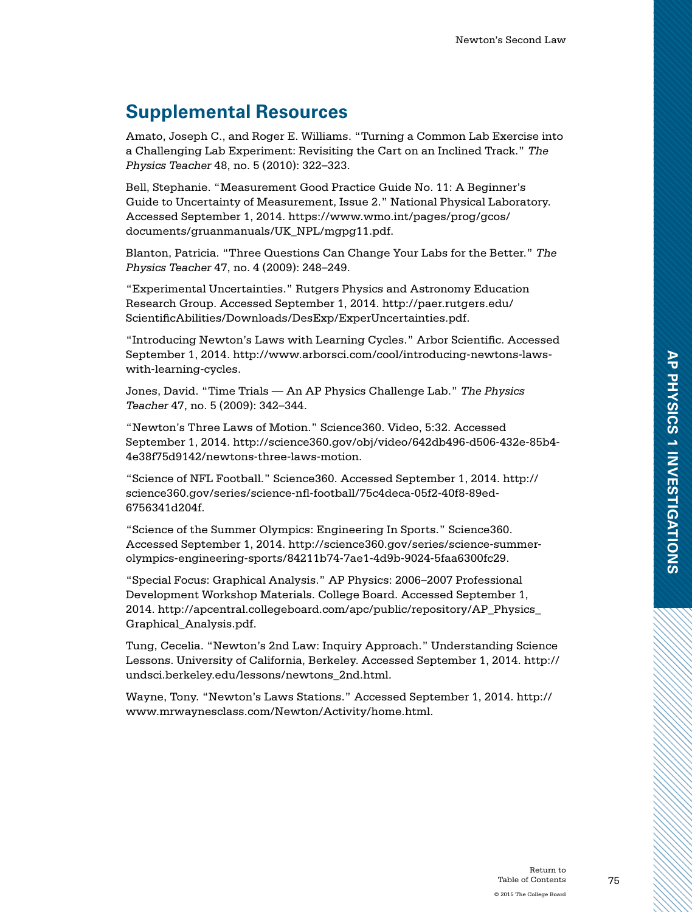## Supplemental Resources

Amato, Joseph C., and Roger E. Williams. "Turning a Common Lab Exercise into a Challenging Lab Experiment: Revisiting the Cart on an Inclined Track." *The Physics Teacher* 48, no. 5 (2010): 322–323.

Bell, Stephanie. "Measurement Good Practice Guide No. 11: A Beginner's Guide to Uncertainty of Measurement, Issue 2." National Physical Laboratory. Accessed September 1, 2014. https://www.wmo.int/pages/prog/gcos/documents/gruanmanuals/UK_NPL/mgpg11.pdf.

Blanton, Patricia. "Three Questions Can Change Your Labs for the Better." *The Physics Teacher* 47, no. 4 (2009): 248–249.

"Experimental Uncertainties." Rutgers Physics and Astronomy Education Research Group. Accessed September 1, 2014. http://paer.rutgers.edu/ScientificAbilities/Downloads/DesExp/ExperUncertainties.pdf.

"Introducing Newton's Laws with Learning Cycles." Arbor Scientific. Accessed September 1, 2014. http://www.arborsci.com/cool/introducing-newtons-laws-with-learning-cycles.

Jones, David. "Time Trials — An AP Physics Challenge Lab." *The Physics Teacher* 47, no. 5 (2009): 342–344.

"Newton's Three Laws of Motion." Science360. Video, 5:32. Accessed September 1, 2014. http://science360.gov/obj/video/642db496-d506-432e-85b4-4e38f75d9142/newtons-three-laws-motion.

"Science of NFL Football." Science360. Accessed September 1, 2014. http://science360.gov/series/science-nfl-football/75c4deca-05f2-40f8-89ed-6756341d204f.

"Science of the Summer Olympics: Engineering In Sports." Science360. Accessed September 1, 2014. http://science360.gov/series/science-summer-olympics-engineering-sports/84211b74-7ae1-4d9b-9024-5faa6300fc29.

"Special Focus: Graphical Analysis." AP Physics: 2006–2007 Professional Development Workshop Materials. College Board. Accessed September 1, 2014. http://apcentral.collegeboard.com/apc/public/repository/AP_Physics_Graphical_Analysis.pdf.

Tung, Cecelia. "Newton's 2nd Law: Inquiry Approach." Understanding Science Lessons. University of California, Berkeley. Accessed September 1, 2014. http://undsci.berkeley.edu/lessons/newtons_2nd.html.

Wayne, Tony. "Newton's Laws Stations." Accessed September 1, 2014. http://www.mrwaynesclass.com/Newton/Activity/home.html.